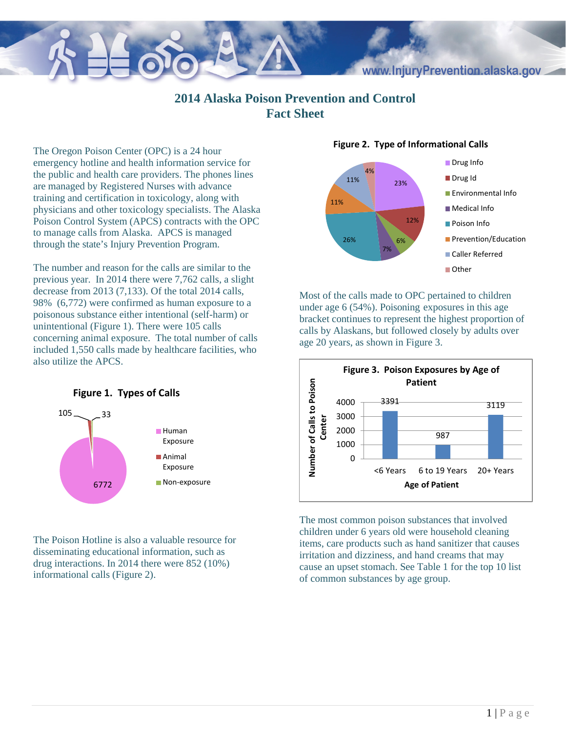# 2014 Alaska Poison Prevention and Control Fact Sheet

The Oregon Poison Center (OPC) is a 24 hour emergency hotline and health information service for the public and health care providers. The phones lines are managed by Registered Nurses with advance training and certification in toxicology, along with physicians and other toxicology specialists. The Alaska Poison Control System (APCS) contracts with the OPC to manage calls from Alaska. APCS is managed through the state's Injury Prevention Program.

The number and reason for the calls are similar to the previous year. In 2014 there were 7,762 calls, a slight decrease from 2013 (7,133). Of the total 2014 calls, 98% (6,772) were confirmed as human exposure to a poisonous substance either intentional (self-harm) or unintentional (Figure 1). There were 105 calls concerning animal exposure. The total number of calls included 1,550 calls made by healthcare facilities, who also utilize the APCS.

**Figure 1. Types of Calls**

| Type | Calls |
|---|---|
| Human Exposure | 6772 |
| Animal Exposure | 105 |
| Non-exposure | 33 |

The Poison Hotline is also a valuable resource for disseminating educational information, such as drug interactions. In 2014 there were 852 (10%) informational calls (Figure 2).

**Figure 2. Type of Informational Calls**

| Type | Percent |
|---|---|
| Drug Info | 23% |
| Drug Id | 12% |
| Environmental Info | 6% |
| Medical Info | 7% |
| Poison Info | 26% |
| Prevention/Education | 11% |
| Caller Referred | 11% |
| Other | 4% |

Most of the calls made to OPC pertained to children under age 6 (54%). Poisoning exposures in this age bracket continues to represent the highest proportion of calls by Alaskans, but followed closely by adults over age 20 years, as shown in Figure 3.

**Figure 3. Poison Exposures by Age of Patient**

| Age of Patient | Number of Calls to Poison Center |
|---|---|
| <6 Years | 3391 |
| 6 to 19 Years | 987 |
| 20+ Years | 3119 |

The most common poison substances that involved children under 6 years old were household cleaning items, care products such as hand sanitizer that causes irritation and dizziness, and hand creams that may cause an upset stomach. See Table 1 for the top 10 list of common substances by age group.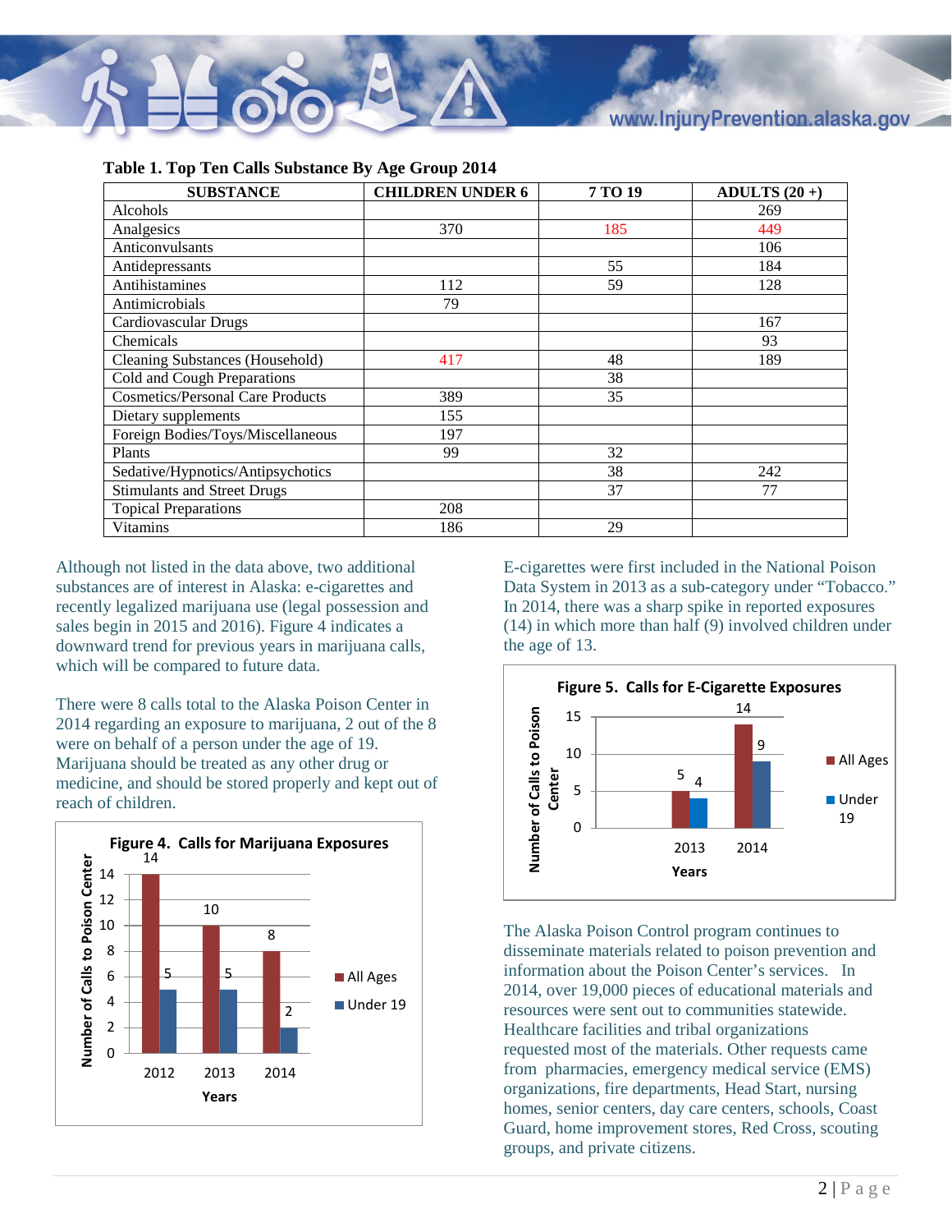**Table 1. Top Ten Calls Substance By Age Group 2014**

| SUBSTANCE | CHILDREN UNDER 6 | 7 TO 19 | ADULTS (20 +) |
|---|---|---|---|
| Alcohols | | | 269 |
| Analgesics | 370 | 185 | 449 |
| Anticonvulsants | | | 106 |
| Antidepressants | | 55 | 184 |
| Antihistamines | 112 | 59 | 128 |
| Antimicrobials | 79 | | |
| Cardiovascular Drugs | | | 167 |
| Chemicals | | | 93 |
| Cleaning Substances (Household) | 417 | 48 | 189 |
| Cold and Cough Preparations | | 38 | |
| Cosmetics/Personal Care Products | 389 | 35 | |
| Dietary supplements | 155 | | |
| Foreign Bodies/Toys/Miscellaneous | 197 | | |
| Plants | 99 | 32 | |
| Sedative/Hypnotics/Antipsychotics | | 38 | 242 |
| Stimulants and Street Drugs | | 37 | 77 |
| Topical Preparations | 208 | | |
| Vitamins | 186 | 29 | |

Although not listed in the data above, two additional substances are of interest in Alaska: e-cigarettes and recently legalized marijuana use (legal possession and sales begin in 2015 and 2016). Figure 4 indicates a downward trend for previous years in marijuana calls, which will be compared to future data.

There were 8 calls total to the Alaska Poison Center in 2014 regarding an exposure to marijuana, 2 out of the 8 were on behalf of a person under the age of 19. Marijuana should be treated as any other drug or medicine, and should be stored properly and kept out of reach of children.

**Figure 4. Calls for Marijuana Exposures**

Number of Calls to Poison Center

14 12 10 8 6 4 2 0

14, 5, 10, 5, 8, 2

2012 2013 2014

Years

All Ages

Under 19

E-cigarettes were first included in the National Poison Data System in 2013 as a sub-category under "Tobacco." In 2014, there was a sharp spike in reported exposures (14) in which more than half (9) involved children under the age of 13.

**Figure 5. Calls for E-Cigarette Exposures**

Number of Calls to Poison Center

15 10 5 0

5, 4, 14, 9

2013 2014

Years

All Ages

Under 19

The Alaska Poison Control program continues to disseminate materials related to poison prevention and information about the Poison Center's services. In 2014, over 19,000 pieces of educational materials and resources were sent out to communities statewide. Healthcare facilities and tribal organizations requested most of the materials. Other requests came from pharmacies, emergency medical service (EMS) organizations, fire departments, Head Start, nursing homes, senior centers, day care centers, schools, Coast Guard, home improvement stores, Red Cross, scouting groups, and private citizens.